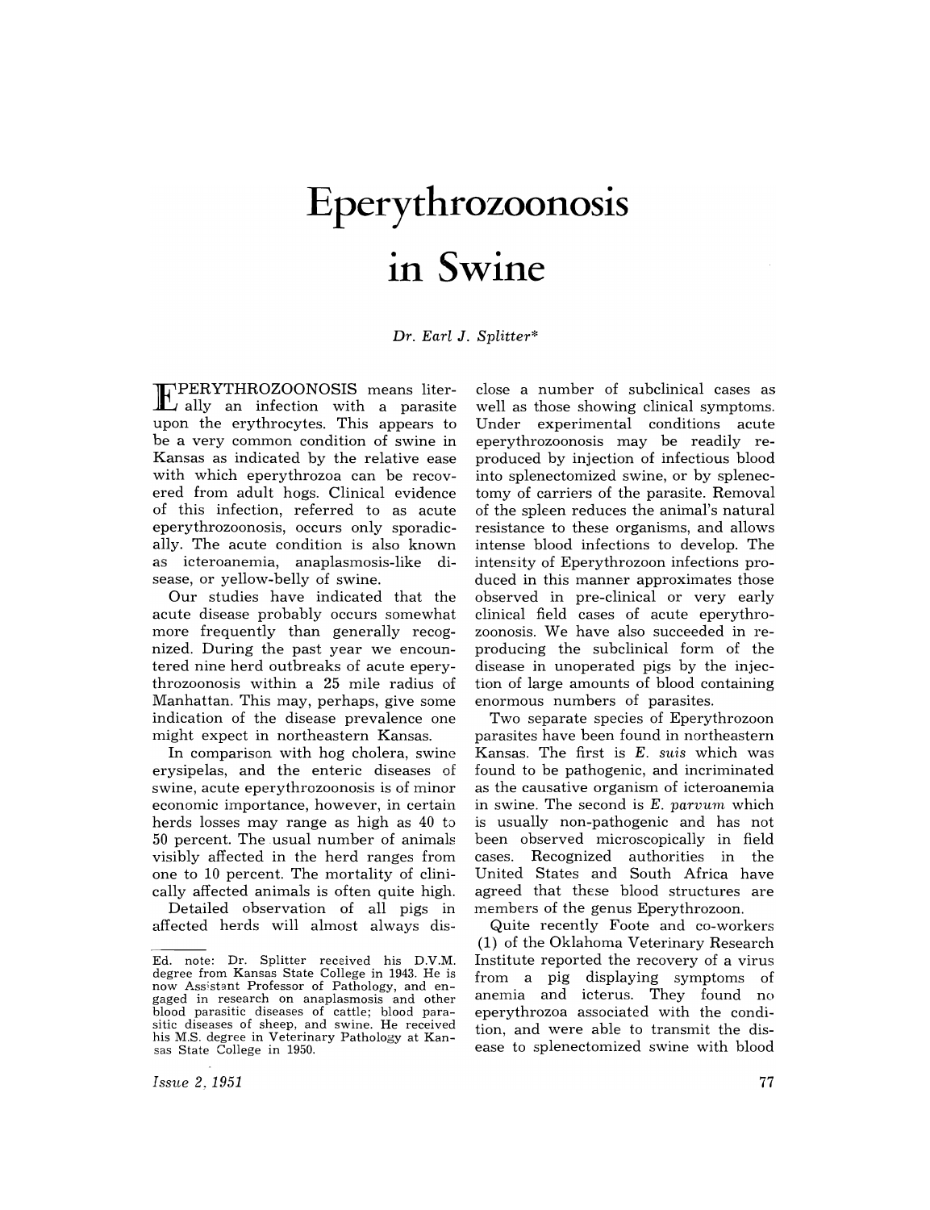# Eperythrozoonosis in Swine

*Dr. Earl J. Splitter**

EPERYTHROZOONOSIS means literally an infection with a parasite upon the erythrocytes. This appears to be a very common condition of swine in Kansas as indicated by the relative ease with which eperythrozoa can be recovered from adult hogs. Clinical evidence of this infection, referred to as acute eperythrozoonosis, occurs only sporadically. The acute condition is also known as icteroanemia, anaplasmosis-like disease, or yellow-belly of swine.

Our studies have indicated that the acute disease probably occurs somewhat more frequently than generally recognized. During the past year we encountered nine herd outbreaks of acute eperythrozoonosis within a 25 mile radius of Manhattan. This may, perhaps, give some indication of the disease prevalence one might expect in northeastern Kansas.

In comparison with hog cholera, swine erysipelas, and the enteric diseases of swine, acute eperythrozoonosis is of minor economic importance, however, in certain herds losses may range as high as 40 to 50 percent. The usual number of animals visibly affected in the herd ranges from one to 10 percent. The mortality of clinically affected animals is often quite high.

Detailed observation of all pigs in affected herds will almost always disclose a number of subclinical cases as well as those showing clinical symptoms. Under experimental conditions acute eperythrozoonosis may be readily reproduced by injection of infectious blood into splenectomized swine, or by splenectomy of carriers of the parasite. Removal of the spleen reduces the animal's natural resistance to these organisms, and allows intense blood infections to develop. The intensity of Eperythrozoon infections produced in this manner approximates those observed in pre-clinical or very early clinical field cases of acute eperythrozoonosis. We have also succeeded in reproducing the subclinical form of the disease in unoperated pigs by the injection of large amounts of blood containing enormous numbers of parasites.

Two separate species of Eperythrozoon parasites have been found in northeastern Kansas. The first is *E. suis* which was found to be pathogenic, and incriminated as the causative organism of icteroanemia in swine. The second is *E. parvum* which is usually non-pathogenic and has not been observed microscopically in field cases. Recognized authorities in the United States and South Africa have agreed that these blood structures are members of the genus Eperythrozoon.

Quite recently Foote and co-workers (1) of the Oklahoma Veterinary Research Institute reported the recovery of a virus from a pig displaying symptoms of anemia and icterus. They found no eperythrozoa associated with the condition, and were able to transmit the disease to splenectomized swine with blood

---

Ed. note: Dr. Splitter received his D.V.M. degree from Kansas State College in 1943. He is now Assistant Professor of Pathology, and engaged in research on anaplasmosis and other blood parasitic diseases of cattle; blood parasitic diseases of sheep, and swine. He received his M.S. degree in Veterinary Pathology at Kansas State College in 1950.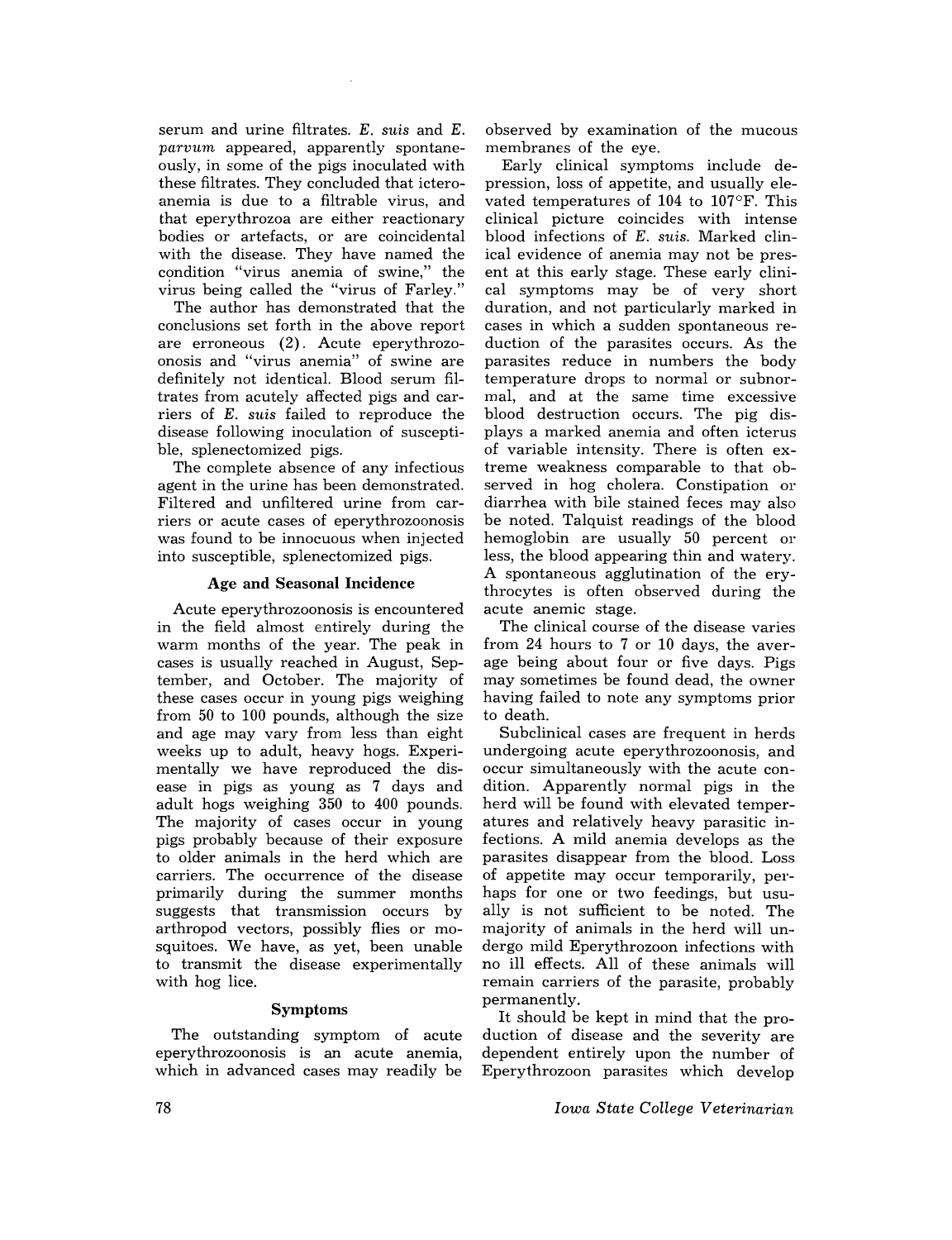serum and urine filtrates. *E. suis* and *E. parvum* appeared, apparently spontaneously, in some of the pigs inoculated with these filtrates. They concluded that icteroanemia is due to a filtrable virus, and that eperythrozoa are either reactionary bodies or artefacts, or are coincidental with the disease. They have named the condition "virus anemia of swine," the virus being called the "virus of Farley."

The author has demonstrated that the conclusions set forth in the above report are erroneous (2). Acute eperythrozoonosis and "virus anemia" of swine are definitely not identical. Blood serum filtrates from acutely affected pigs and carriers of *E. suis* failed to reproduce the disease following inoculation of susceptible, splenectomized pigs.

The complete absence of any infectious agent in the urine has been demonstrated. Filtered and unfiltered urine from carriers or acute cases of eperythrozoonosis was found to be innocuous when injected into susceptible, splenectomized pigs.

### Age and Seasonal Incidence

Acute eperythrozoonosis is encountered in the field almost entirely during the warm months of the year. The peak in cases is usually reached in August, September, and October. The majority of these cases occur in young pigs weighing from 50 to 100 pounds, although the size and age may vary from less than eight weeks up to adult, heavy hogs. Experimentally we have reproduced the disease in pigs as young as 7 days and adult hogs weighing 350 to 400 pounds. The majority of cases occur in young pigs probably because of their exposure to older animals in the herd which are carriers. The occurrence of the disease primarily during the summer months suggests that transmission occurs by arthropod vectors, possibly flies or mosquitoes. We have, as yet, been unable to transmit the disease experimentally with hog lice.

### Symptoms

The outstanding symptom of acute eperythrozoonosis is an acute anemia, which in advanced cases may readily be observed by examination of the mucous membranes of the eye.

Early clinical symptoms include depression, loss of appetite, and usually elevated temperatures of 104 to 107°F. This clinical picture coincides with intense blood infections of *E. suis*. Marked clinical evidence of anemia may not be present at this early stage. These early clinical symptoms may be of very short duration, and not particularly marked in cases in which a sudden spontaneous reduction of the parasites occurs. As the parasites reduce in numbers the body temperature drops to normal or subnormal, and at the same time excessive blood destruction occurs. The pig displays a marked anemia and often icterus of variable intensity. There is often extreme weakness comparable to that observed in hog cholera. Constipation or diarrhea with bile stained feces may also be noted. Talquist readings of the blood hemoglobin are usually 50 percent or less, the blood appearing thin and watery. A spontaneous agglutination of the erythrocytes is often observed during the acute anemic stage.

The clinical course of the disease varies from 24 hours to 7 or 10 days, the average being about four or five days. Pigs may sometimes be found dead, the owner having failed to note any symptoms prior to death.

Subclinical cases are frequent in herds undergoing acute eperythrozoonosis, and occur simultaneously with the acute condition. Apparently normal pigs in the herd will be found with elevated temperatures and relatively heavy parasitic infections. A mild anemia develops as the parasites disappear from the blood. Loss of appetite may occur temporarily, perhaps for one or two feedings, but usually is not sufficient to be noted. The majority of animals in the herd will undergo mild Eperythrozoon infections with no ill effects. All of these animals will remain carriers of the parasite, probably permanently.

It should be kept in mind that the production of disease and the severity are dependent entirely upon the number of Eperythrozoon parasites which develop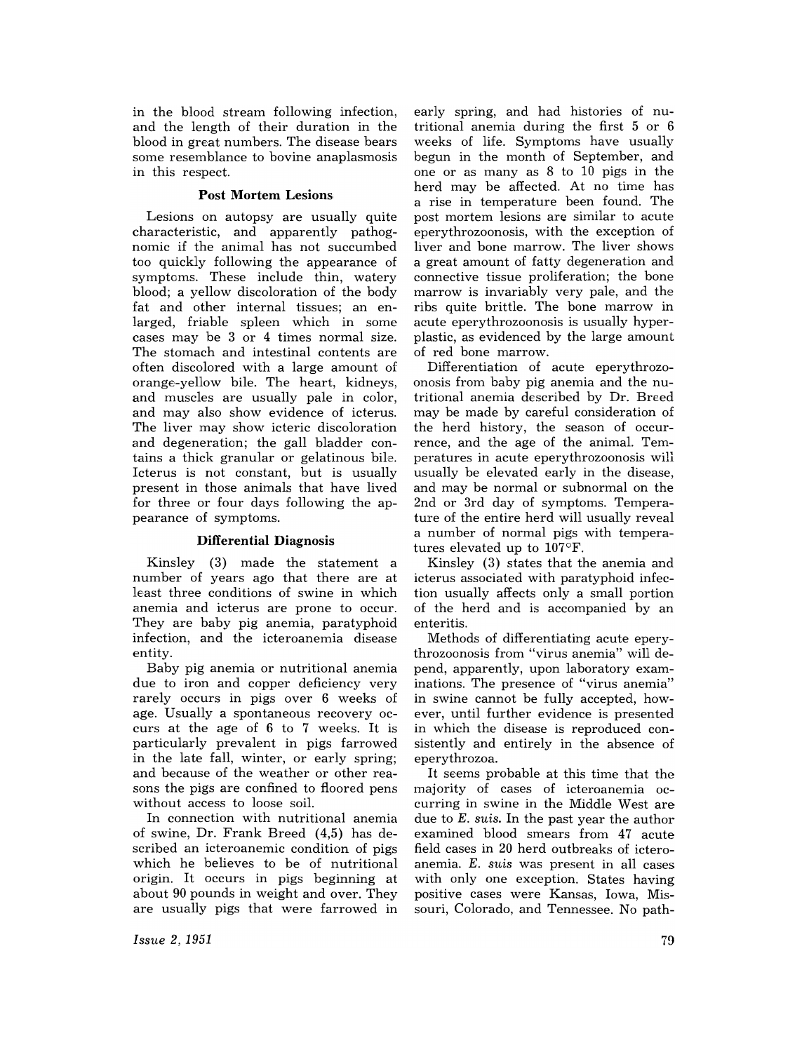in the blood stream following infection, and the length of their duration in the blood in great numbers. The disease bears some resemblance to bovine anaplasmosis in this respect.

### Post Mortem Lesions

Lesions on autopsy are usually quite characteristic, and apparently pathognomic if the animal has not succumbed too quickly following the appearance of symptoms. These include thin, watery blood; a yellow discoloration of the body fat and other internal tissues; an enlarged, friable spleen which in some cases may be 3 or 4 times normal size. The stomach and intestinal contents are often discolored with a large amount of orange-yellow bile. The heart, kidneys, and muscles are usually pale in color, and may also show evidence of icterus. The liver may show icteric discoloration and degeneration; the gall bladder contains a thick granular or gelatinous bile. Icterus is not constant, but is usually present in those animals that have lived for three or four days following the appearance of symptoms.

### Differential Diagnosis

Kinsley (3) made the statement a number of years ago that there are at least three conditions of swine in which anemia and icterus are prone to occur. They are baby pig anemia, paratyphoid infection, and the icteroanemia disease entity.

Baby pig anemia or nutritional anemia due to iron and copper deficiency very rarely occurs in pigs over 6 weeks of age. Usually a spontaneous recovery occurs at the age of 6 to 7 weeks. It is particularly prevalent in pigs farrowed in the late fall, winter, or early spring; and because of the weather or other reasons the pigs are confined to floored pens without access to loose soil.

In connection with nutritional anemia of swine, Dr. Frank Breed (4,5) has described an icteroanemic condition of pigs which he believes to be of nutritional origin. It occurs in pigs beginning at about 90 pounds in weight and over. They are usually pigs that were farrowed in early spring, and had histories of nutritional anemia during the first 5 or 6 weeks of life. Symptoms have usually begun in the month of September, and one or as many as 8 to 10 pigs in the herd may be affected. At no time has a rise in temperature been found. The post mortem lesions are similar to acute eperythrozoonosis, with the exception of liver and bone marrow. The liver shows a great amount of fatty degeneration and connective tissue proliferation; the bone marrow is invariably very pale, and the ribs quite brittle. The bone marrow in acute eperythrozoonosis is usually hyperplastic, as evidenced by the large amount of red bone marrow.

Differentiation of acute eperythrozoonosis from baby pig anemia and the nutritional anemia described by Dr. Breed may be made by careful consideration of the herd history, the season of occurrence, and the age of the animal. Temperatures in acute eperythrozoonosis will usually be elevated early in the disease, and may be normal or subnormal on the 2nd or 3rd day of symptoms. Temperature of the entire herd will usually reveal a number of normal pigs with temperatures elevated up to 107°F.

Kinsley (3) states that the anemia and icterus associated with paratyphoid infection usually affects only a small portion of the herd and is accompanied by an enteritis.

Methods of differentiating acute eperythrozoonosis from "virus anemia" will depend, apparently, upon laboratory examinations. The presence of "virus anemia" in swine cannot be fully accepted, however, until further evidence is presented in which the disease is reproduced consistently and entirely in the absence of eperythrozoa.

It seems probable at this time that the majority of cases of icteroanemia occurring in swine in the Middle West are due to *E. suis*. In the past year the author examined blood smears from 47 acute field cases in 20 herd outbreaks of icteroanemia. *E. suis* was present in all cases with only one exception. States having positive cases were Kansas, Iowa, Missouri, Colorado, and Tennessee. No path-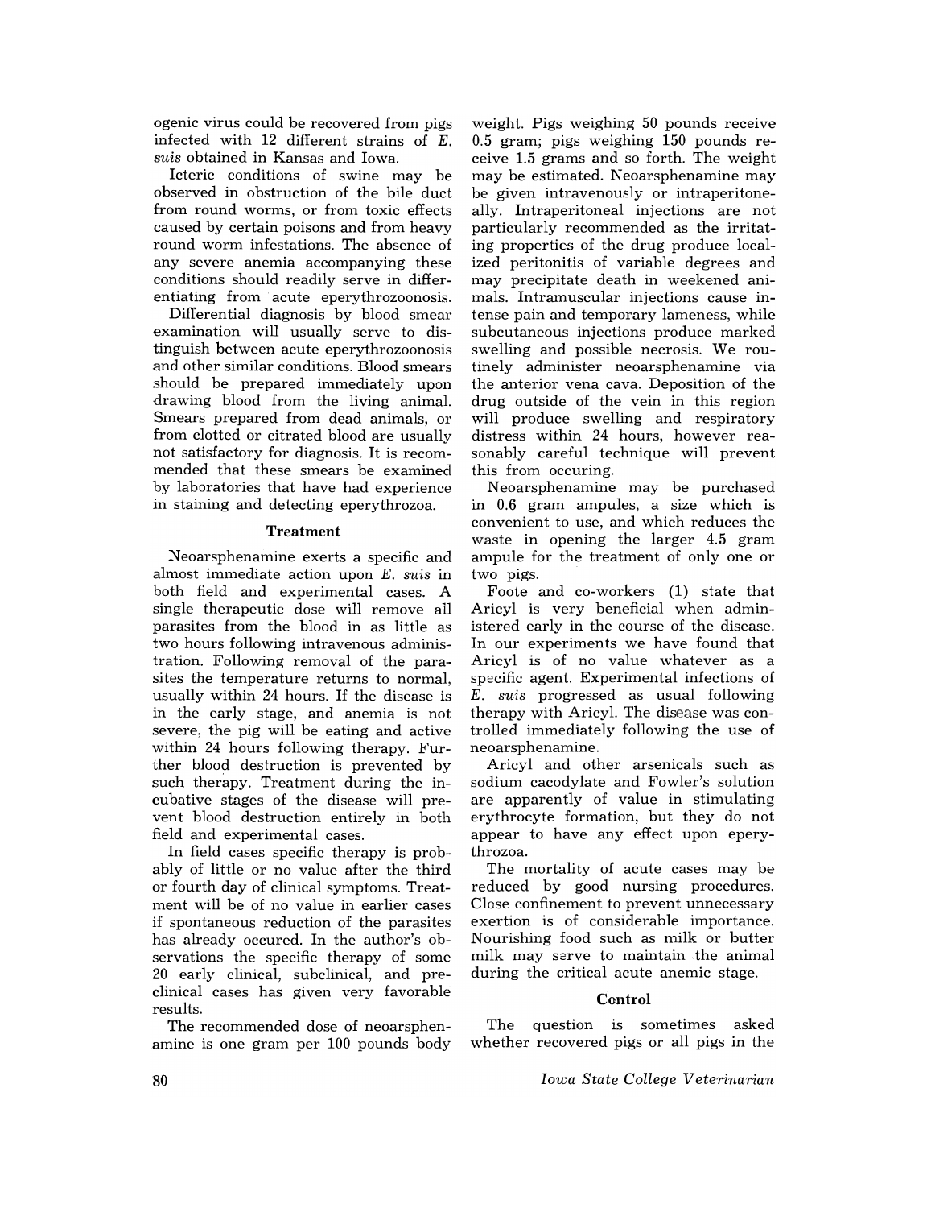ogenic virus could be recovered from pigs infected with 12 different strains of *E. suis* obtained in Kansas and Iowa.

Icteric conditions of swine may be observed in obstruction of the bile duct from round worms, or from toxic effects caused by certain poisons and from heavy round worm infestations. The absence of any severe anemia accompanying these conditions should readily serve in differentiating from acute eperythrozoonosis.

Differential diagnosis by blood smear examination will usually serve to distinguish between acute eperythrozoonosis and other similar conditions. Blood smears should be prepared immediately upon drawing blood from the living animal. Smears prepared from dead animals, or from clotted or citrated blood are usually not satisfactory for diagnosis. It is recommended that these smears be examined by laboratories that have had experience in staining and detecting eperythrozoa.

### Treatment

Neoarsphenamine exerts a specific and almost immediate action upon *E. suis* in both field and experimental cases. A single therapeutic dose will remove all parasites from the blood in as little as two hours following intravenous administration. Following removal of the parasites the temperature returns to normal, usually within 24 hours. If the disease is in the early stage, and anemia is not severe, the pig will be eating and active within 24 hours following therapy. Further blood destruction is prevented by such therapy. Treatment during the incubative stages of the disease will prevent blood destruction entirely in both field and experimental cases.

In field cases specific therapy is probably of little or no value after the third or fourth day of clinical symptoms. Treatment will be of no value in earlier cases if spontaneous reduction of the parasites has already occured. In the author's observations the specific therapy of some 20 early clinical, subclinical, and preclinical cases has given very favorable results.

The recommended dose of neoarsphenamine is one gram per 100 pounds body weight. Pigs weighing 50 pounds receive 0.5 gram; pigs weighing 150 pounds receive 1.5 grams and so forth. The weight may be estimated. Neoarsphenamine may be given intravenously or intraperitoneally. Intraperitoneal injections are not particularly recommended as the irritating properties of the drug produce localized peritonitis of variable degrees and may precipitate death in weekened animals. Intramuscular injections cause intense pain and temporary lameness, while subcutaneous injections produce marked swelling and possible necrosis. We routinely administer neoarsphenamine via the anterior vena cava. Deposition of the drug outside of the vein in this region will produce swelling and respiratory distress within 24 hours, however reasonably careful technique will prevent this from occuring.

Neoarsphenamine may be purchased in 0.6 gram ampules, a size which is convenient to use, and which reduces the waste in opening the larger 4.5 gram ampule for the treatment of only one or two pigs.

Foote and co-workers (1) state that Aricyl is very beneficial when administered early in the course of the disease. In our experiments we have found that Aricyl is of no value whatever as a specific agent. Experimental infections of *E. suis* progressed as usual following therapy with Aricyl. The disease was controlled immediately following the use of neoarsphenamine.

Aricyl and other arsenicals such as sodium cacodylate and Fowler's solution are apparently of value in stimulating erythrocyte formation, but they do not appear to have any effect upon eperythrozoa.

The mortality of acute cases may be reduced by good nursing procedures. Close confinement to prevent unnecessary exertion is of considerable importance. Nourishing food such as milk or butter milk may serve to maintain the animal during the critical acute anemic stage.

### Control

The question is sometimes asked whether recovered pigs or all pigs in the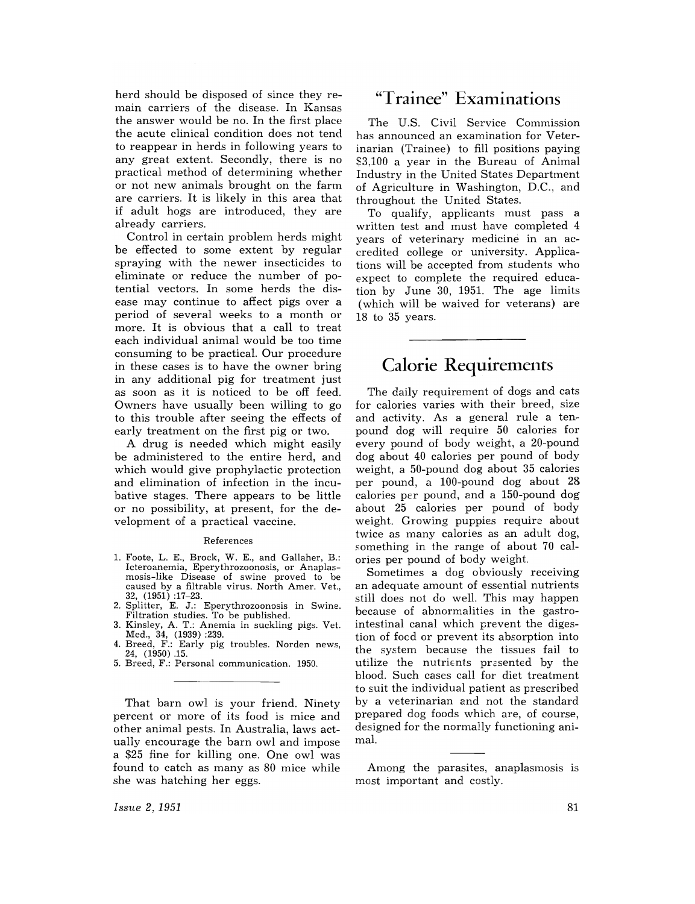herd should be disposed of since they remain carriers of the disease. In Kansas the answer would be no. In the first place the acute clinical condition does not tend to reappear in herds in following years to any great extent. Secondly, there is no practical method of determining whether or not new animals brought on the farm are carriers. It is likely in this area that if adult hogs are introduced, they are already carriers.

Control in certain problem herds might be effected to some extent by regular spraying with the newer insecticides to eliminate or reduce the number of potential vectors. In some herds the disease may continue to affect pigs over a period of several weeks to a month or more. It is obvious that a call to treat each individual animal would be too time consuming to be practical. Our procedure in these cases is to have the owner bring in any additional pig for treatment just as soon as it is noticed to be off feed. Owners have usually been willing to go to this trouble after seeing the effects of early treatment on the first pig or two.

A drug is needed which might easily be administered to the entire herd, and which would give prophylactic protection and elimination of infection in the incubative stages. There appears to be little or no possibility, at present, for the development of a practical vaccine.

#### References

1. Foote, L. E., Brock, W. E., and Gallaher, B.: Icteroanemia, Eperythrozoonosis, or Anaplasmosis-like Disease of swine proved to be caused by a filtrable virus. North Amer. Vet., 32, (1951) :17–23.
2. Splitter, E. J.: Eperythrozoonosis in Swine. Filtration studies. To be published.
3. Kinsley, A. T.: Anemia in suckling pigs. Vet. Med., 34, (1939) :239.
4. Breed, F.: Early pig troubles. Norden news, 24, (1950) .15.
5. Breed, F.: Personal communication. 1950.

---

That barn owl is your friend. Ninety percent or more of its food is mice and other animal pests. In Australia, laws actually encourage the barn owl and impose a $25 fine for killing one. One owl was found to catch as many as 80 mice while she was hatching her eggs.

## "Trainee" Examinations

The U.S. Civil Service Commission has announced an examination for Veterinarian (Trainee) to fill positions paying $3,100 a year in the Bureau of Animal Industry in the United States Department of Agriculture in Washington, D.C., and throughout the United States.

To qualify, applicants must pass a written test and must have completed 4 years of veterinary medicine in an accredited college or university. Applications will be accepted from students who expect to complete the required education by June 30, 1951. The age limits (which will be waived for veterans) are 18 to 35 years.

## Calorie Requirements

The daily requirement of dogs and cats for calories varies with their breed, size and activity. As a general rule a ten-pound dog will require 50 calories for every pound of body weight, a 20-pound dog about 40 calories per pound of body weight, a 50-pound dog about 35 calories per pound, a 100-pound dog about 28 calories per pound, and a 150-pound dog about 25 calories per pound of body weight. Growing puppies require about twice as many calories as an adult dog, something in the range of about 70 calories per pound of body weight.

Sometimes a dog obviously receiving an adequate amount of essential nutrients still does not do well. This may happen because of abnormalities in the gastrointestinal canal which prevent the digestion of food or prevent its absorption into the system because the tissues fail to utilize the nutrients presented by the blood. Such cases call for diet treatment to suit the individual patient as prescribed by a veterinarian and not the standard prepared dog foods which are, of course, designed for the normally functioning animal.

---

Among the parasites, anaplasmosis is most important and costly.